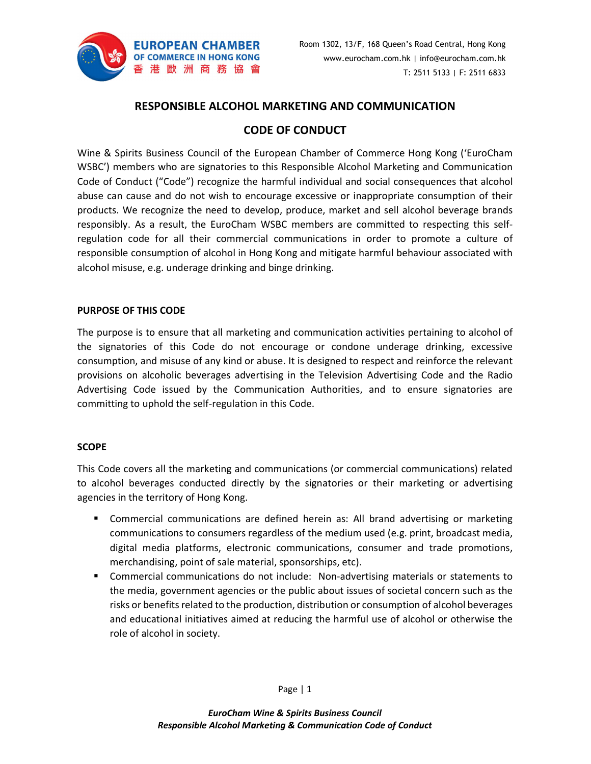# RESPONSIBLE ALCOHOL MARKETING AND COMMUNICATION

# CODE OF CONDUCT

Wine & Spirits Business Council of the European Chamber of Commerce Hong Kong ('EuroCham WSBC') members who are signatories to this Responsible Alcohol Marketing and Communication Code of Conduct ("Code") recognize the harmful individual and social consequences that alcohol abuse can cause and do not wish to encourage excessive or inappropriate consumption of their products. We recognize the need to develop, produce, market and sell alcohol beverage brands responsibly. As a result, the EuroCham WSBC members are committed to respecting this self-regulation code for all their commercial communications in order to promote a culture of responsible consumption of alcohol in Hong Kong and mitigate harmful behaviour associated with alcohol misuse, e.g. underage drinking and binge drinking.

## PURPOSE OF THIS CODE

The purpose is to ensure that all marketing and communication activities pertaining to alcohol of the signatories of this Code do not encourage or condone underage drinking, excessive consumption, and misuse of any kind or abuse. It is designed to respect and reinforce the relevant provisions on alcoholic beverages advertising in the Television Advertising Code and the Radio Advertising Code issued by the Communication Authorities, and to ensure signatories are committing to uphold the self-regulation in this Code.

## SCOPE

This Code covers all the marketing and communications (or commercial communications) related to alcohol beverages conducted directly by the signatories or their marketing or advertising agencies in the territory of Hong Kong.

- Commercial communications are defined herein as: All brand advertising or marketing communications to consumers regardless of the medium used (e.g. print, broadcast media, digital media platforms, electronic communications, consumer and trade promotions, merchandising, point of sale material, sponsorships, etc).
- Commercial communications do not include: Non-advertising materials or statements to the media, government agencies or the public about issues of societal concern such as the risks or benefits related to the production, distribution or consumption of alcohol beverages and educational initiatives aimed at reducing the harmful use of alcohol or otherwise the role of alcohol in society.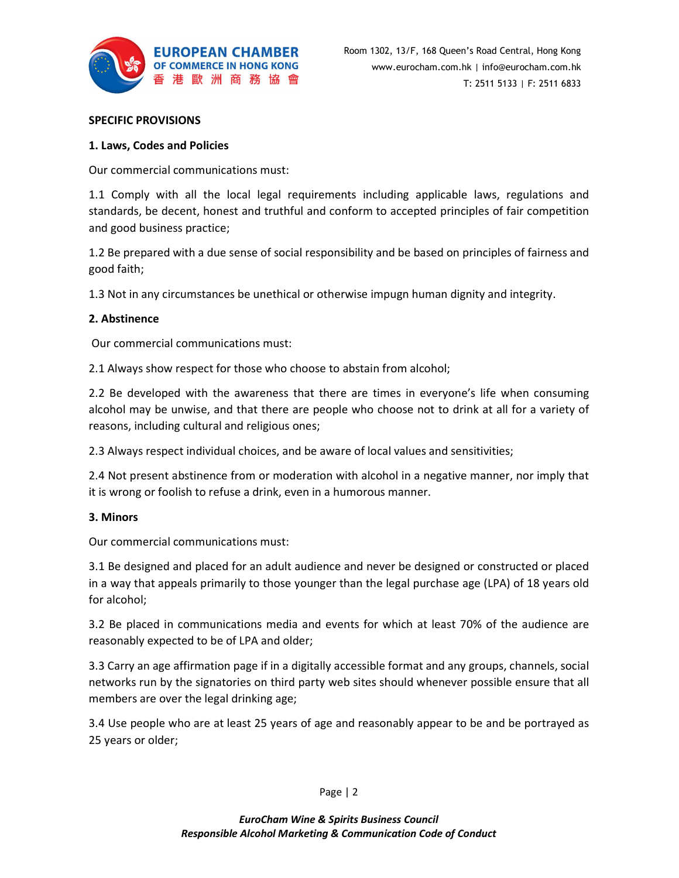**SPECIFIC PROVISIONS**

**1. Laws, Codes and Policies**

Our commercial communications must:

1.1 Comply with all the local legal requirements including applicable laws, regulations and standards, be decent, honest and truthful and conform to accepted principles of fair competition and good business practice;

1.2 Be prepared with a due sense of social responsibility and be based on principles of fairness and good faith;

1.3 Not in any circumstances be unethical or otherwise impugn human dignity and integrity.

**2. Abstinence**

Our commercial communications must:

2.1 Always show respect for those who choose to abstain from alcohol;

2.2 Be developed with the awareness that there are times in everyone's life when consuming alcohol may be unwise, and that there are people who choose not to drink at all for a variety of reasons, including cultural and religious ones;

2.3 Always respect individual choices, and be aware of local values and sensitivities;

2.4 Not present abstinence from or moderation with alcohol in a negative manner, nor imply that it is wrong or foolish to refuse a drink, even in a humorous manner.

**3. Minors**

Our commercial communications must:

3.1 Be designed and placed for an adult audience and never be designed or constructed or placed in a way that appeals primarily to those younger than the legal purchase age (LPA) of 18 years old for alcohol;

3.2 Be placed in communications media and events for which at least 70% of the audience are reasonably expected to be of LPA and older;

3.3 Carry an age affirmation page if in a digitally accessible format and any groups, channels, social networks run by the signatories on third party web sites should whenever possible ensure that all members are over the legal drinking age;

3.4 Use people who are at least 25 years of age and reasonably appear to be and be portrayed as 25 years or older;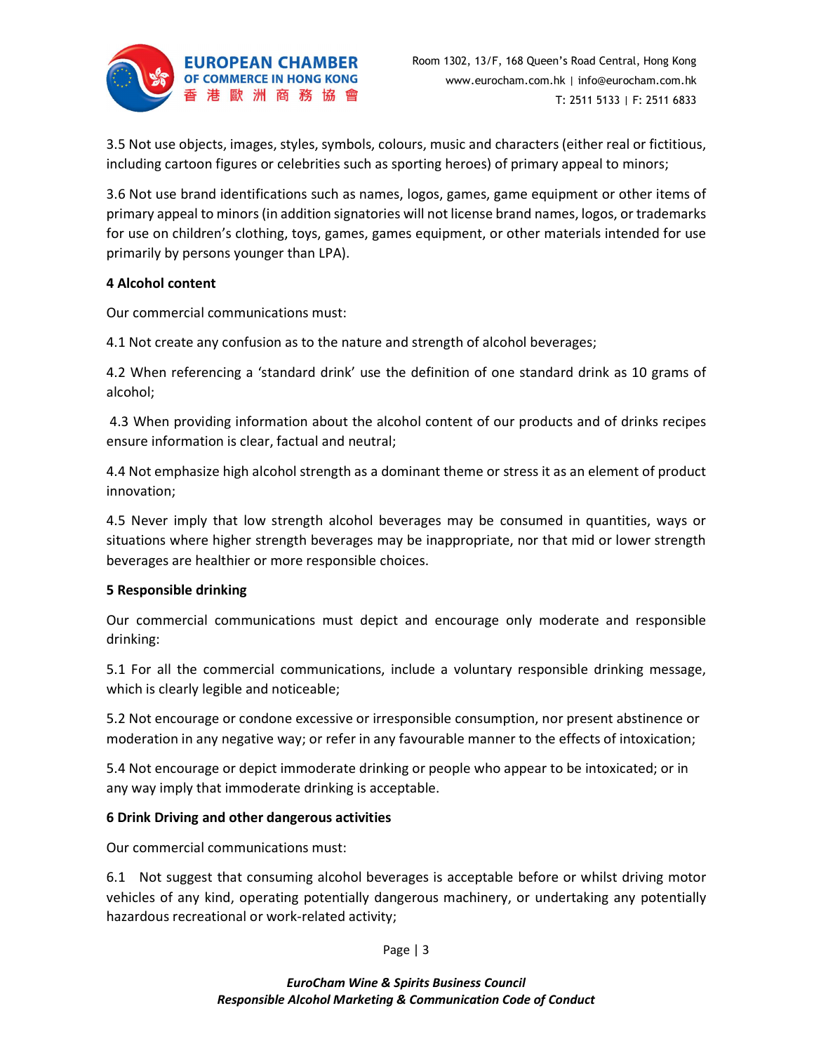3.5 Not use objects, images, styles, symbols, colours, music and characters (either real or fictitious, including cartoon figures or celebrities such as sporting heroes) of primary appeal to minors;

3.6 Not use brand identifications such as names, logos, games, game equipment or other items of primary appeal to minors (in addition signatories will not license brand names, logos, or trademarks for use on children's clothing, toys, games, games equipment, or other materials intended for use primarily by persons younger than LPA).

**4 Alcohol content**

Our commercial communications must:

4.1 Not create any confusion as to the nature and strength of alcohol beverages;

4.2 When referencing a 'standard drink' use the definition of one standard drink as 10 grams of alcohol;

4.3 When providing information about the alcohol content of our products and of drinks recipes ensure information is clear, factual and neutral;

4.4 Not emphasize high alcohol strength as a dominant theme or stress it as an element of product innovation;

4.5 Never imply that low strength alcohol beverages may be consumed in quantities, ways or situations where higher strength beverages may be inappropriate, nor that mid or lower strength beverages are healthier or more responsible choices.

**5 Responsible drinking**

Our commercial communications must depict and encourage only moderate and responsible drinking:

5.1 For all the commercial communications, include a voluntary responsible drinking message, which is clearly legible and noticeable;

5.2 Not encourage or condone excessive or irresponsible consumption, nor present abstinence or moderation in any negative way; or refer in any favourable manner to the effects of intoxication;

5.4 Not encourage or depict immoderate drinking or people who appear to be intoxicated; or in any way imply that immoderate drinking is acceptable.

**6 Drink Driving and other dangerous activities**

Our commercial communications must:

6.1 Not suggest that consuming alcohol beverages is acceptable before or whilst driving motor vehicles of any kind, operating potentially dangerous machinery, or undertaking any potentially hazardous recreational or work-related activity;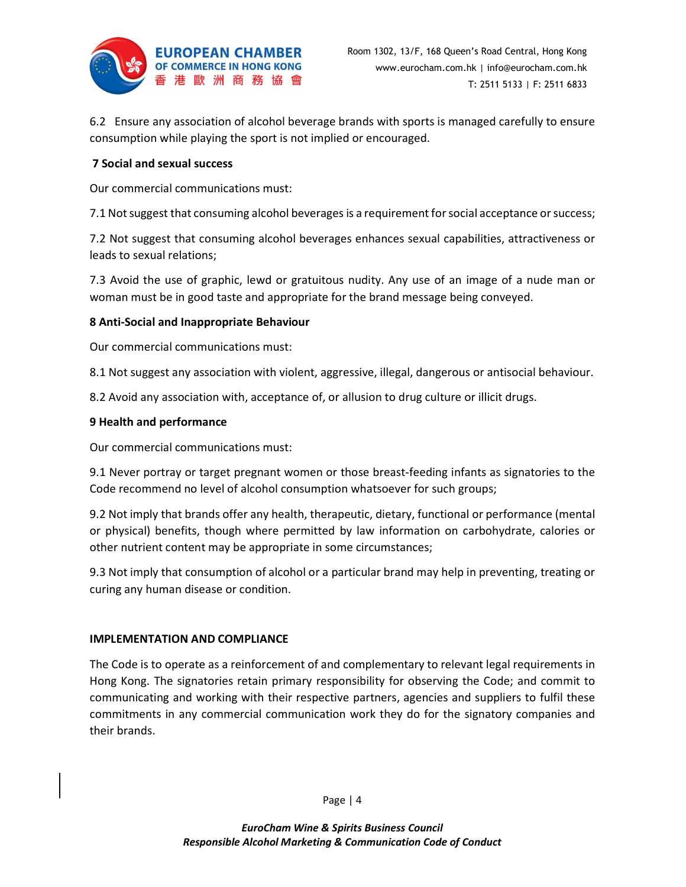6.2 Ensure any association of alcohol beverage brands with sports is managed carefully to ensure consumption while playing the sport is not implied or encouraged.

**7 Social and sexual success**

Our commercial communications must:

7.1 Not suggest that consuming alcohol beverages is a requirement for social acceptance or success;

7.2 Not suggest that consuming alcohol beverages enhances sexual capabilities, attractiveness or leads to sexual relations;

7.3 Avoid the use of graphic, lewd or gratuitous nudity. Any use of an image of a nude man or woman must be in good taste and appropriate for the brand message being conveyed.

**8 Anti-Social and Inappropriate Behaviour**

Our commercial communications must:

8.1 Not suggest any association with violent, aggressive, illegal, dangerous or antisocial behaviour.

8.2 Avoid any association with, acceptance of, or allusion to drug culture or illicit drugs.

**9 Health and performance**

Our commercial communications must:

9.1 Never portray or target pregnant women or those breast-feeding infants as signatories to the Code recommend no level of alcohol consumption whatsoever for such groups;

9.2 Not imply that brands offer any health, therapeutic, dietary, functional or performance (mental or physical) benefits, though where permitted by law information on carbohydrate, calories or other nutrient content may be appropriate in some circumstances;

9.3 Not imply that consumption of alcohol or a particular brand may help in preventing, treating or curing any human disease or condition.

**IMPLEMENTATION AND COMPLIANCE**

The Code is to operate as a reinforcement of and complementary to relevant legal requirements in Hong Kong. The signatories retain primary responsibility for observing the Code; and commit to communicating and working with their respective partners, agencies and suppliers to fulfil these commitments in any commercial communication work they do for the signatory companies and their brands.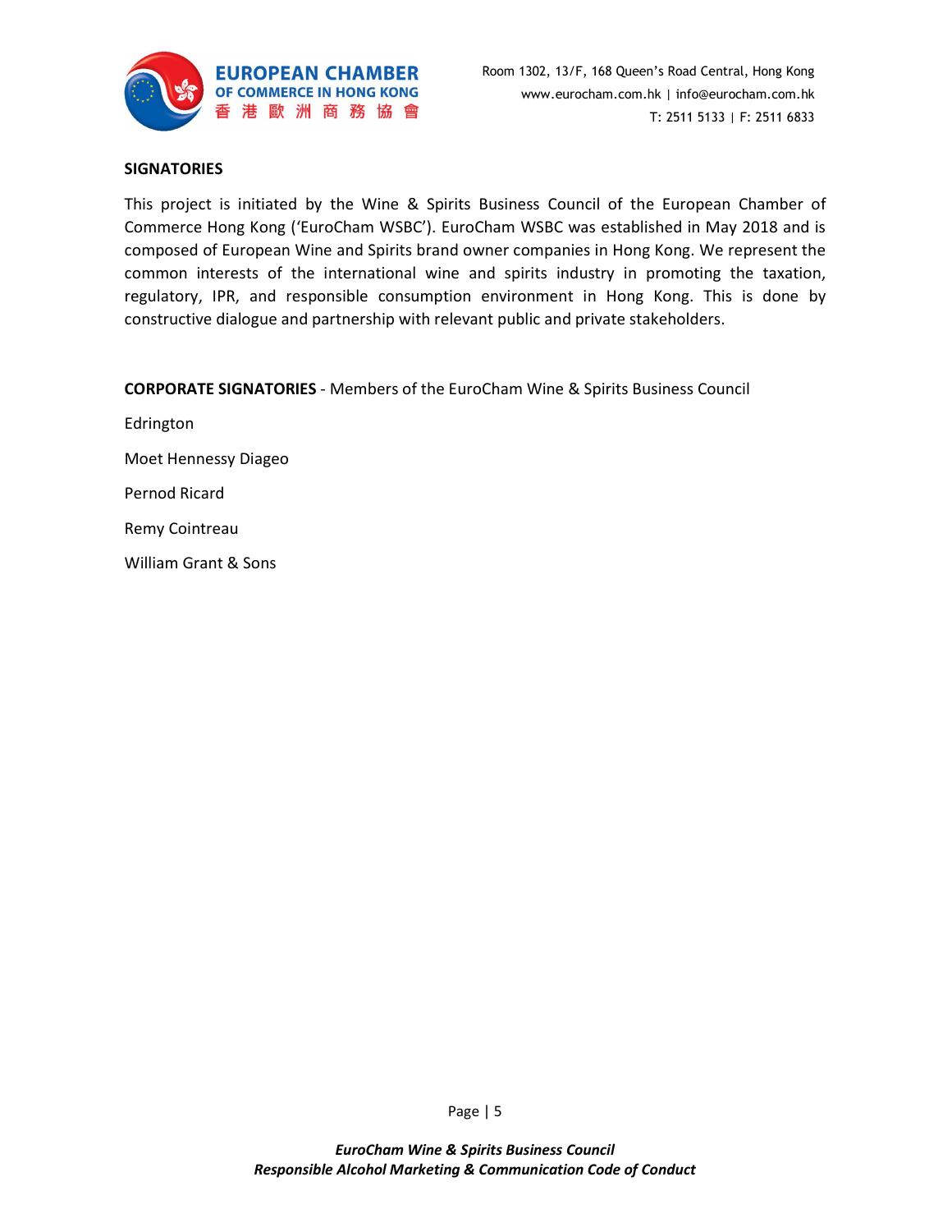## SIGNATORIES

This project is initiated by the Wine & Spirits Business Council of the European Chamber of Commerce Hong Kong ('EuroCham WSBC'). EuroCham WSBC was established in May 2018 and is composed of European Wine and Spirits brand owner companies in Hong Kong. We represent the common interests of the international wine and spirits industry in promoting the taxation, regulatory, IPR, and responsible consumption environment in Hong Kong. This is done by constructive dialogue and partnership with relevant public and private stakeholders.

**CORPORATE SIGNATORIES** - Members of the EuroCham Wine & Spirits Business Council

Edrington

Moet Hennessy Diageo

Pernod Ricard

Remy Cointreau

William Grant & Sons